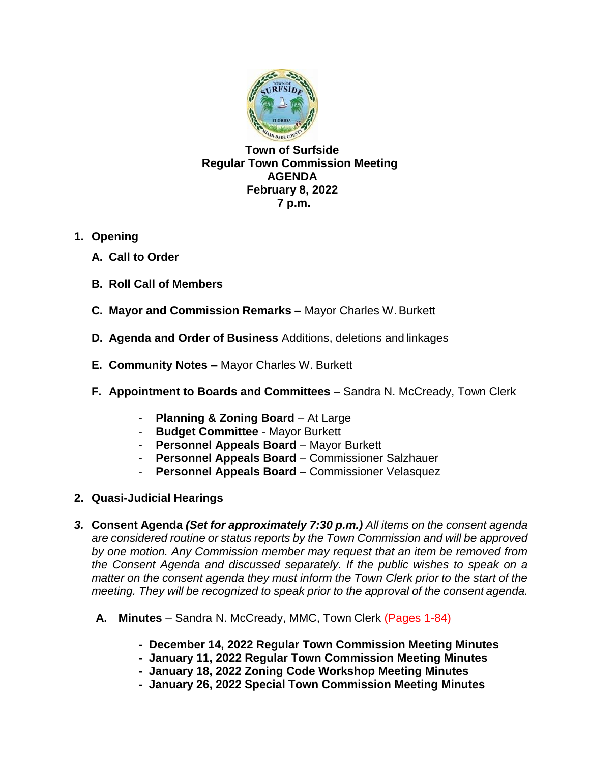**Town of Surfside**
**Regular Town Commission Meeting**
**AGENDA**
**February 8, 2022**
**7 p.m.**

1. **Opening**

   **A. Call to Order**

   **B. Roll Call of Members**

   **C. Mayor and Commission Remarks –** Mayor Charles W. Burkett

   **D. Agenda and Order of Business** Additions, deletions and linkages

   **E. Community Notes –** Mayor Charles W. Burkett

   **F. Appointment to Boards and Committees** – Sandra N. McCready, Town Clerk

   - **Planning & Zoning Board** – At Large
   - **Budget Committee** - Mayor Burkett
   - **Personnel Appeals Board** – Mayor Burkett
   - **Personnel Appeals Board** – Commissioner Salzhauer
   - **Personnel Appeals Board** – Commissioner Velasquez

2. **Quasi-Judicial Hearings**

3. **Consent Agenda** ***(Set for approximately 7:30 p.m.)*** *All items on the consent agenda are considered routine or status reports by the Town Commission and will be approved by one motion. Any Commission member may request that an item be removed from the Consent Agenda and discussed separately. If the public wishes to speak on a matter on the consent agenda they must inform the Town Clerk prior to the start of the meeting. They will be recognized to speak prior to the approval of the consent agenda.*

   **A. Minutes** – Sandra N. McCready, MMC, Town Clerk (Pages 1-84)

   - **December 14, 2022 Regular Town Commission Meeting Minutes**
   - **January 11, 2022 Regular Town Commission Meeting Minutes**
   - **January 18, 2022 Zoning Code Workshop Meeting Minutes**
   - **January 26, 2022 Special Town Commission Meeting Minutes**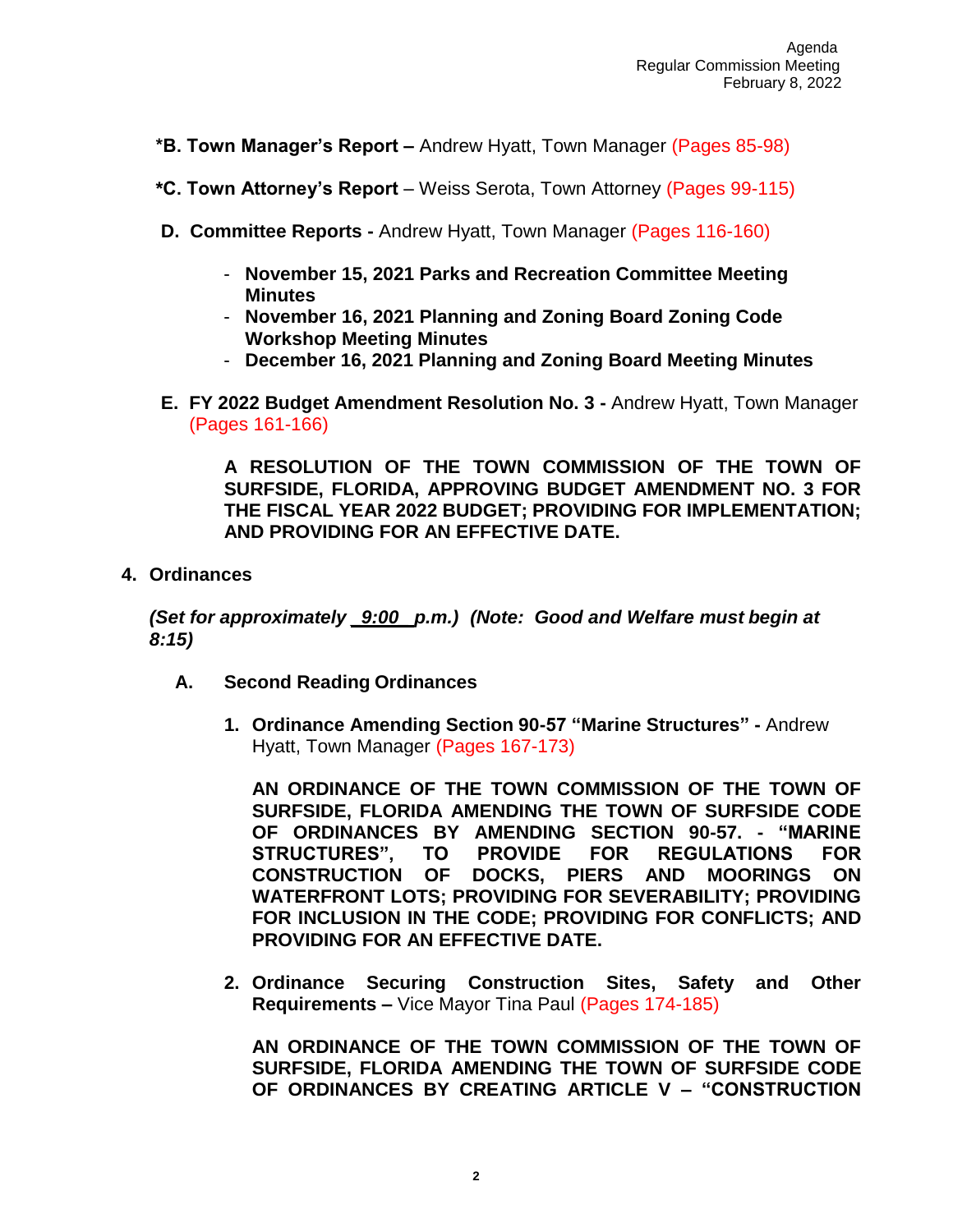**\*B. Town Manager's Report –** Andrew Hyatt, Town Manager (Pages 85-98)

**\*C. Town Attorney's Report** – Weiss Serota, Town Attorney (Pages 99-115)

**D. Committee Reports -** Andrew Hyatt, Town Manager (Pages 116-160)

- **November 15, 2021 Parks and Recreation Committee Meeting Minutes**
- **November 16, 2021 Planning and Zoning Board Zoning Code Workshop Meeting Minutes**
- **December 16, 2021 Planning and Zoning Board Meeting Minutes**

**E. FY 2022 Budget Amendment Resolution No. 3 -** Andrew Hyatt, Town Manager (Pages 161-166)

**A RESOLUTION OF THE TOWN COMMISSION OF THE TOWN OF SURFSIDE, FLORIDA, APPROVING BUDGET AMENDMENT NO. 3 FOR THE FISCAL YEAR 2022 BUDGET; PROVIDING FOR IMPLEMENTATION; AND PROVIDING FOR AN EFFECTIVE DATE.**

## 4. Ordinances

***(Set for approximately 9:00 p.m.) (Note: Good and Welfare must begin at 8:15)***

### A. Second Reading Ordinances

1. **Ordinance Amending Section 90-57 "Marine Structures" -** Andrew Hyatt, Town Manager (Pages 167-173)

   **AN ORDINANCE OF THE TOWN COMMISSION OF THE TOWN OF SURFSIDE, FLORIDA AMENDING THE TOWN OF SURFSIDE CODE OF ORDINANCES BY AMENDING SECTION 90-57. - "MARINE STRUCTURES", TO PROVIDE FOR REGULATIONS FOR CONSTRUCTION OF DOCKS, PIERS AND MOORINGS ON WATERFRONT LOTS; PROVIDING FOR SEVERABILITY; PROVIDING FOR INCLUSION IN THE CODE; PROVIDING FOR CONFLICTS; AND PROVIDING FOR AN EFFECTIVE DATE.**

2. **Ordinance Securing Construction Sites, Safety and Other Requirements –** Vice Mayor Tina Paul (Pages 174-185)

   **AN ORDINANCE OF THE TOWN COMMISSION OF THE TOWN OF SURFSIDE, FLORIDA AMENDING THE TOWN OF SURFSIDE CODE OF ORDINANCES BY CREATING ARTICLE V – "CONSTRUCTION**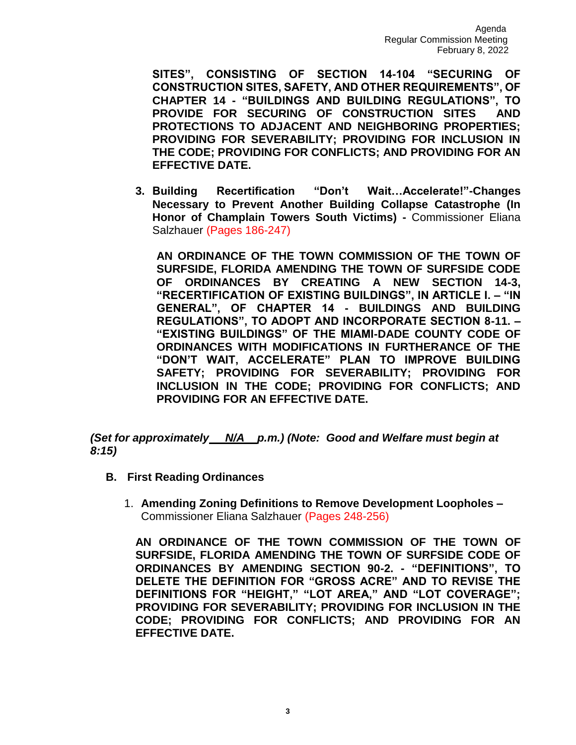**SITES", CONSISTING OF SECTION 14-104 "SECURING OF CONSTRUCTION SITES, SAFETY, AND OTHER REQUIREMENTS", OF CHAPTER 14 - "BUILDINGS AND BUILDING REGULATIONS", TO PROVIDE FOR SECURING OF CONSTRUCTION SITES AND PROTECTIONS TO ADJACENT AND NEIGHBORING PROPERTIES; PROVIDING FOR SEVERABILITY; PROVIDING FOR INCLUSION IN THE CODE; PROVIDING FOR CONFLICTS; AND PROVIDING FOR AN EFFECTIVE DATE.**

3. **Building Recertification "Don't Wait…Accelerate!"-Changes Necessary to Prevent Another Building Collapse Catastrophe (In Honor of Champlain Towers South Victims) -** Commissioner Eliana Salzhauer (Pages 186-247)

   **AN ORDINANCE OF THE TOWN COMMISSION OF THE TOWN OF SURFSIDE, FLORIDA AMENDING THE TOWN OF SURFSIDE CODE OF ORDINANCES BY CREATING A NEW SECTION 14-3, "RECERTIFICATION OF EXISTING BUILDINGS", IN ARTICLE I. – "IN GENERAL", OF CHAPTER 14 - BUILDINGS AND BUILDING REGULATIONS", TO ADOPT AND INCORPORATE SECTION 8-11. – "EXISTING BUILDINGS" OF THE MIAMI-DADE COUNTY CODE OF ORDINANCES WITH MODIFICATIONS IN FURTHERANCE OF THE "DON'T WAIT, ACCELERATE" PLAN TO IMPROVE BUILDING SAFETY; PROVIDING FOR SEVERABILITY; PROVIDING FOR INCLUSION IN THE CODE; PROVIDING FOR CONFLICTS; AND PROVIDING FOR AN EFFECTIVE DATE.**

***(Set for approximately N/A p.m.) (Note: Good and Welfare must begin at 8:15)***

**B. First Reading Ordinances**

1. **Amending Zoning Definitions to Remove Development Loopholes –** Commissioner Eliana Salzhauer (Pages 248-256)

   **AN ORDINANCE OF THE TOWN COMMISSION OF THE TOWN OF SURFSIDE, FLORIDA AMENDING THE TOWN OF SURFSIDE CODE OF ORDINANCES BY AMENDING SECTION 90-2. - "DEFINITIONS", TO DELETE THE DEFINITION FOR "GROSS ACRE" AND TO REVISE THE DEFINITIONS FOR "HEIGHT," "LOT AREA," AND "LOT COVERAGE"; PROVIDING FOR SEVERABILITY; PROVIDING FOR INCLUSION IN THE CODE; PROVIDING FOR CONFLICTS; AND PROVIDING FOR AN EFFECTIVE DATE.**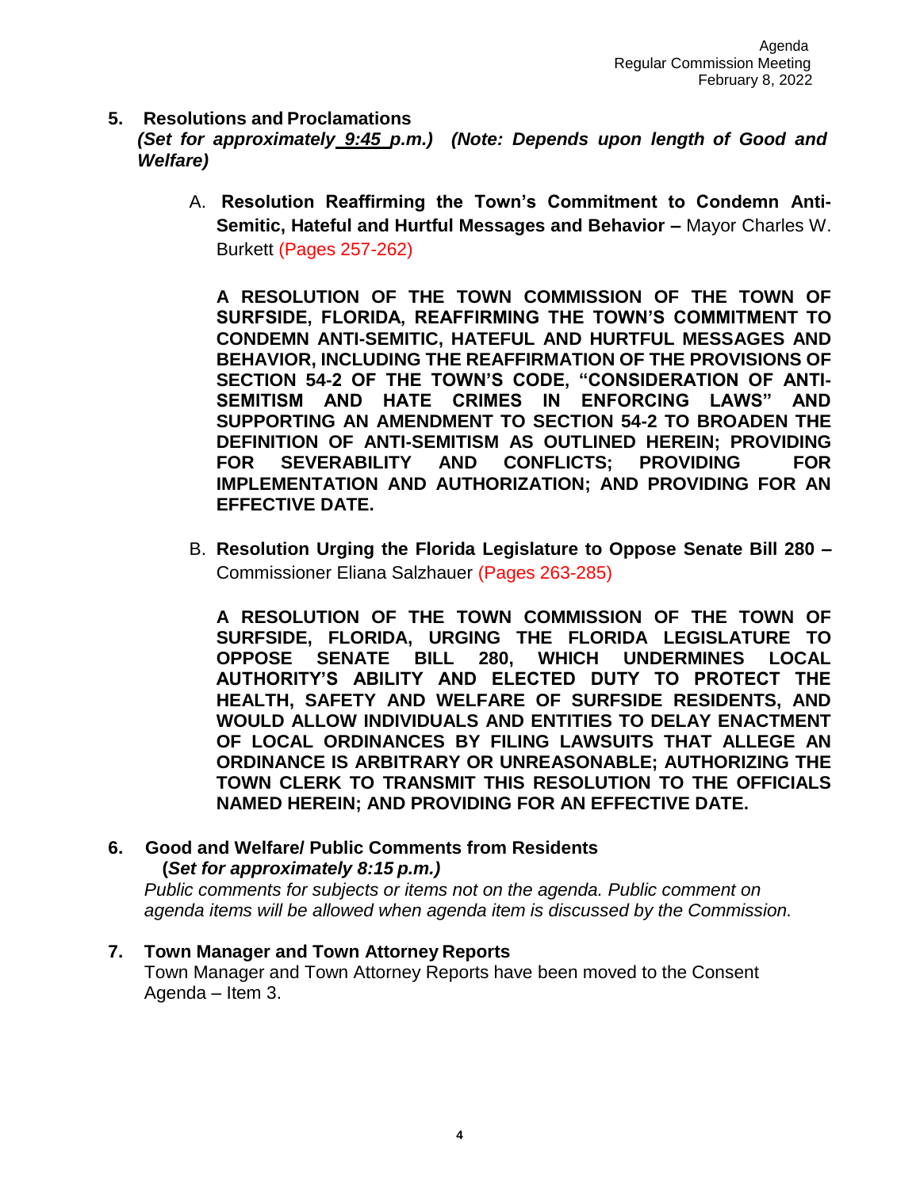## 5. Resolutions and Proclamations

***(Set for approximately 9:45 p.m.) (Note: Depends upon length of Good and Welfare)***

A. **Resolution Reaffirming the Town's Commitment to Condemn Anti-Semitic, Hateful and Hurtful Messages and Behavior –** Mayor Charles W. Burkett (Pages 257-262)

**A RESOLUTION OF THE TOWN COMMISSION OF THE TOWN OF SURFSIDE, FLORIDA, REAFFIRMING THE TOWN'S COMMITMENT TO CONDEMN ANTI-SEMITIC, HATEFUL AND HURTFUL MESSAGES AND BEHAVIOR, INCLUDING THE REAFFIRMATION OF THE PROVISIONS OF SECTION 54-2 OF THE TOWN'S CODE, "CONSIDERATION OF ANTI-SEMITISM AND HATE CRIMES IN ENFORCING LAWS" AND SUPPORTING AN AMENDMENT TO SECTION 54-2 TO BROADEN THE DEFINITION OF ANTI-SEMITISM AS OUTLINED HEREIN; PROVIDING FOR SEVERABILITY AND CONFLICTS; PROVIDING FOR IMPLEMENTATION AND AUTHORIZATION; AND PROVIDING FOR AN EFFECTIVE DATE.**

B. **Resolution Urging the Florida Legislature to Oppose Senate Bill 280 –** Commissioner Eliana Salzhauer (Pages 263-285)

**A RESOLUTION OF THE TOWN COMMISSION OF THE TOWN OF SURFSIDE, FLORIDA, URGING THE FLORIDA LEGISLATURE TO OPPOSE SENATE BILL 280, WHICH UNDERMINES LOCAL AUTHORITY'S ABILITY AND ELECTED DUTY TO PROTECT THE HEALTH, SAFETY AND WELFARE OF SURFSIDE RESIDENTS, AND WOULD ALLOW INDIVIDUALS AND ENTITIES TO DELAY ENACTMENT OF LOCAL ORDINANCES BY FILING LAWSUITS THAT ALLEGE AN ORDINANCE IS ARBITRARY OR UNREASONABLE; AUTHORIZING THE TOWN CLERK TO TRANSMIT THIS RESOLUTION TO THE OFFICIALS NAMED HEREIN; AND PROVIDING FOR AN EFFECTIVE DATE.**

## 6. Good and Welfare/ Public Comments from Residents

**(*Set for approximately 8:15 p.m.)***

*Public comments for subjects or items not on the agenda. Public comment on agenda items will be allowed when agenda item is discussed by the Commission.*

## 7. Town Manager and Town Attorney Reports

Town Manager and Town Attorney Reports have been moved to the Consent Agenda – Item 3.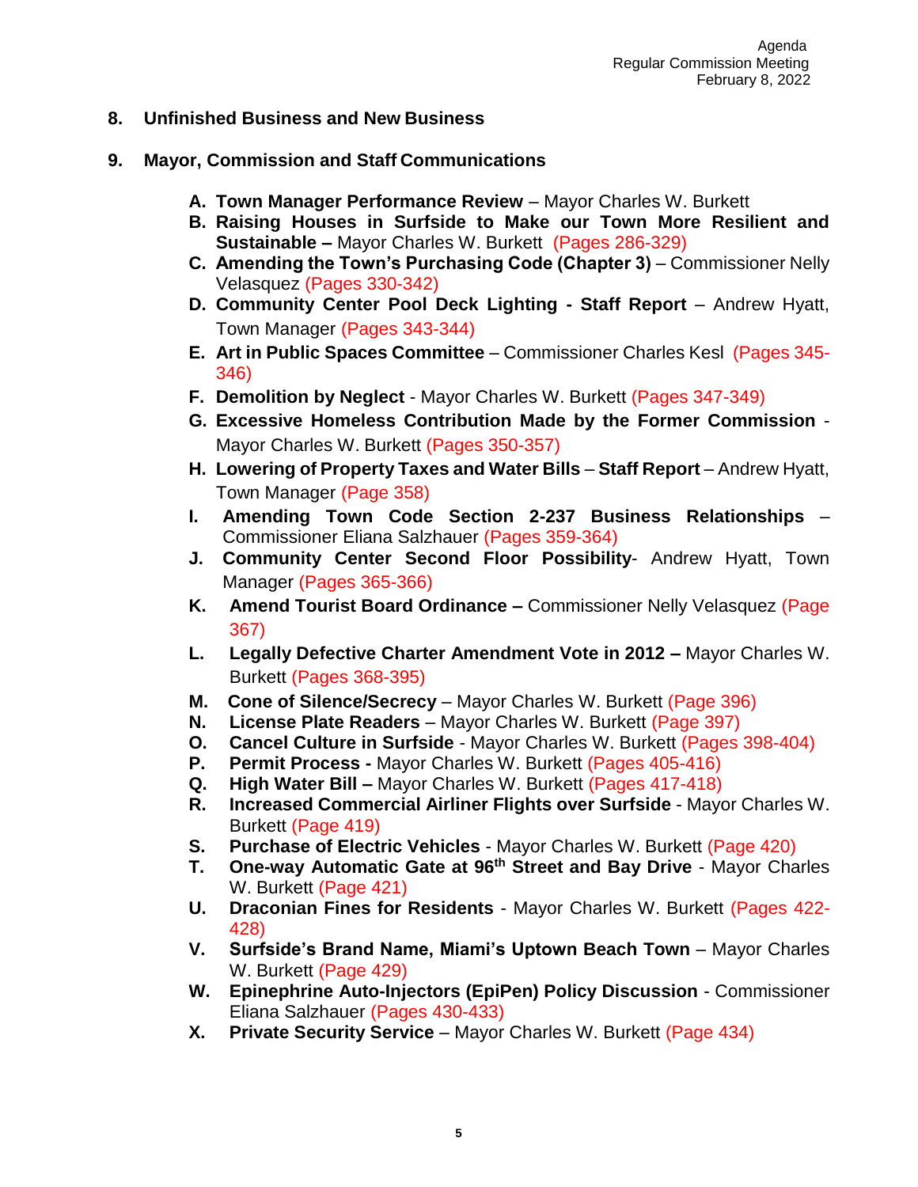## 8. Unfinished Business and New Business

## 9. Mayor, Commission and Staff Communications

- **A. Town Manager Performance Review** – Mayor Charles W. Burkett
- **B. Raising Houses in Surfside to Make our Town More Resilient and Sustainable –** Mayor Charles W. Burkett (Pages 286-329)
- **C. Amending the Town's Purchasing Code (Chapter 3)** – Commissioner Nelly Velasquez (Pages 330-342)
- **D. Community Center Pool Deck Lighting - Staff Report** – Andrew Hyatt, Town Manager (Pages 343-344)
- **E. Art in Public Spaces Committee** – Commissioner Charles Kesl (Pages 345-346)
- **F. Demolition by Neglect** - Mayor Charles W. Burkett (Pages 347-349)
- **G. Excessive Homeless Contribution Made by the Former Commission** - Mayor Charles W. Burkett (Pages 350-357)
- **H. Lowering of Property Taxes and Water Bills** – **Staff Report** – Andrew Hyatt, Town Manager (Page 358)
- **I. Amending Town Code Section 2-237 Business Relationships** – Commissioner Eliana Salzhauer (Pages 359-364)
- **J. Community Center Second Floor Possibility**- Andrew Hyatt, Town Manager (Pages 365-366)
- **K. Amend Tourist Board Ordinance –** Commissioner Nelly Velasquez (Page 367)
- **L. Legally Defective Charter Amendment Vote in 2012 –** Mayor Charles W. Burkett (Pages 368-395)
- **M. Cone of Silence/Secrecy** – Mayor Charles W. Burkett (Page 396)
- **N. License Plate Readers** – Mayor Charles W. Burkett (Page 397)
- **O. Cancel Culture in Surfside** - Mayor Charles W. Burkett (Pages 398-404)
- **P. Permit Process -** Mayor Charles W. Burkett (Pages 405-416)
- **Q. High Water Bill –** Mayor Charles W. Burkett (Pages 417-418)
- **R. Increased Commercial Airliner Flights over Surfside** - Mayor Charles W. Burkett (Page 419)
- **S. Purchase of Electric Vehicles** - Mayor Charles W. Burkett (Page 420)
- **T. One-way Automatic Gate at 96th Street and Bay Drive** - Mayor Charles W. Burkett (Page 421)
- **U. Draconian Fines for Residents** - Mayor Charles W. Burkett (Pages 422-428)
- **V. Surfside's Brand Name, Miami's Uptown Beach Town** – Mayor Charles W. Burkett (Page 429)
- **W. Epinephrine Auto-Injectors (EpiPen) Policy Discussion** - Commissioner Eliana Salzhauer (Pages 430-433)
- **X. Private Security Service** – Mayor Charles W. Burkett (Page 434)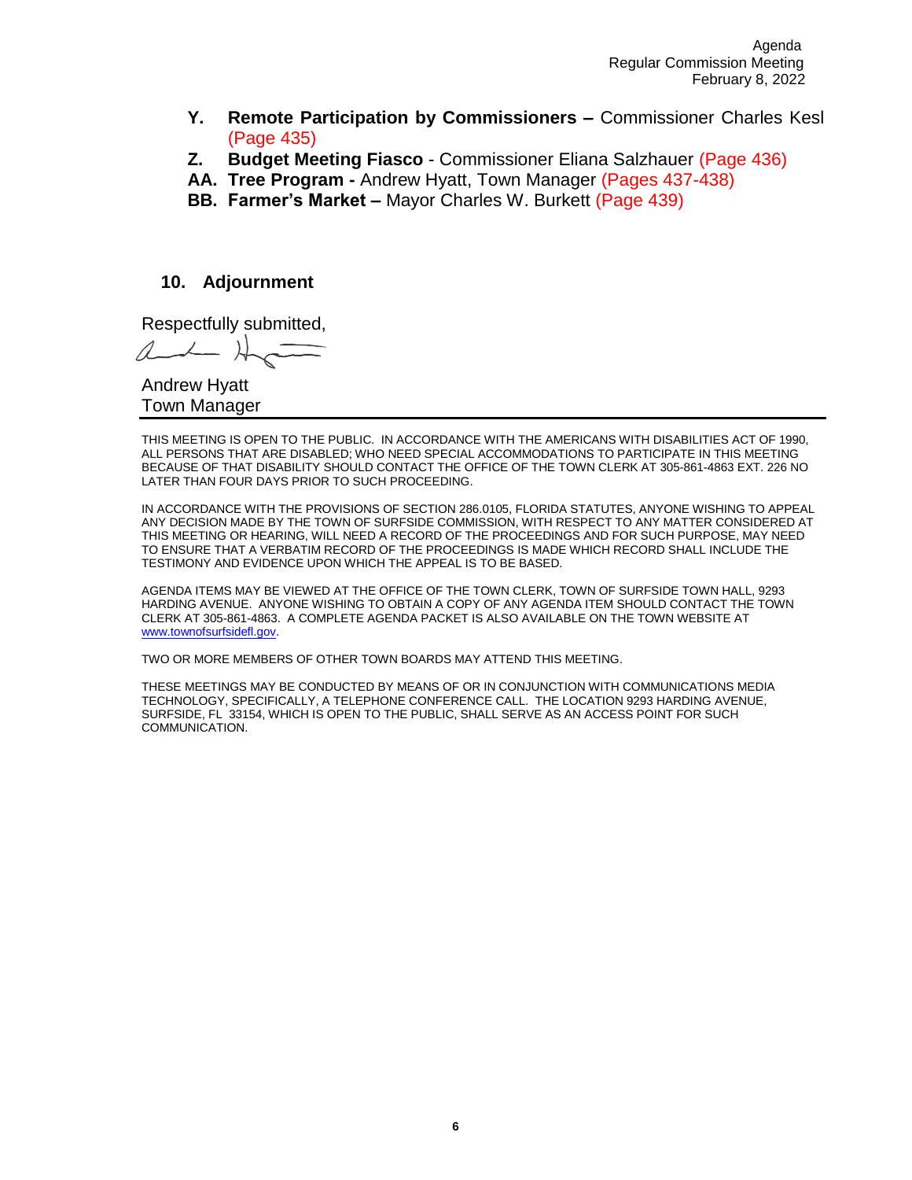**Y. Remote Participation by Commissioners –** Commissioner Charles Kesl (Page 435)

**Z. Budget Meeting Fiasco** - Commissioner Eliana Salzhauer (Page 436)

**AA. Tree Program -** Andrew Hyatt, Town Manager (Pages 437-438)

**BB. Farmer's Market –** Mayor Charles W. Burkett (Page 439)

## 10. Adjournment

Respectfully submitted,

Andrew Hyatt
Town Manager

---

THIS MEETING IS OPEN TO THE PUBLIC. IN ACCORDANCE WITH THE AMERICANS WITH DISABILITIES ACT OF 1990, ALL PERSONS THAT ARE DISABLED; WHO NEED SPECIAL ACCOMMODATIONS TO PARTICIPATE IN THIS MEETING BECAUSE OF THAT DISABILITY SHOULD CONTACT THE OFFICE OF THE TOWN CLERK AT 305-861-4863 EXT. 226 NO LATER THAN FOUR DAYS PRIOR TO SUCH PROCEEDING.

IN ACCORDANCE WITH THE PROVISIONS OF SECTION 286.0105, FLORIDA STATUTES, ANYONE WISHING TO APPEAL ANY DECISION MADE BY THE TOWN OF SURFSIDE COMMISSION, WITH RESPECT TO ANY MATTER CONSIDERED AT THIS MEETING OR HEARING, WILL NEED A RECORD OF THE PROCEEDINGS AND FOR SUCH PURPOSE, MAY NEED TO ENSURE THAT A VERBATIM RECORD OF THE PROCEEDINGS IS MADE WHICH RECORD SHALL INCLUDE THE TESTIMONY AND EVIDENCE UPON WHICH THE APPEAL IS TO BE BASED.

AGENDA ITEMS MAY BE VIEWED AT THE OFFICE OF THE TOWN CLERK, TOWN OF SURFSIDE TOWN HALL, 9293 HARDING AVENUE. ANYONE WISHING TO OBTAIN A COPY OF ANY AGENDA ITEM SHOULD CONTACT THE TOWN CLERK AT 305-861-4863. A COMPLETE AGENDA PACKET IS ALSO AVAILABLE ON THE TOWN WEBSITE AT www.townofsurfsidefl.gov.

TWO OR MORE MEMBERS OF OTHER TOWN BOARDS MAY ATTEND THIS MEETING.

THESE MEETINGS MAY BE CONDUCTED BY MEANS OF OR IN CONJUNCTION WITH COMMUNICATIONS MEDIA TECHNOLOGY, SPECIFICALLY, A TELEPHONE CONFERENCE CALL. THE LOCATION 9293 HARDING AVENUE, SURFSIDE, FL 33154, WHICH IS OPEN TO THE PUBLIC, SHALL SERVE AS AN ACCESS POINT FOR SUCH COMMUNICATION.